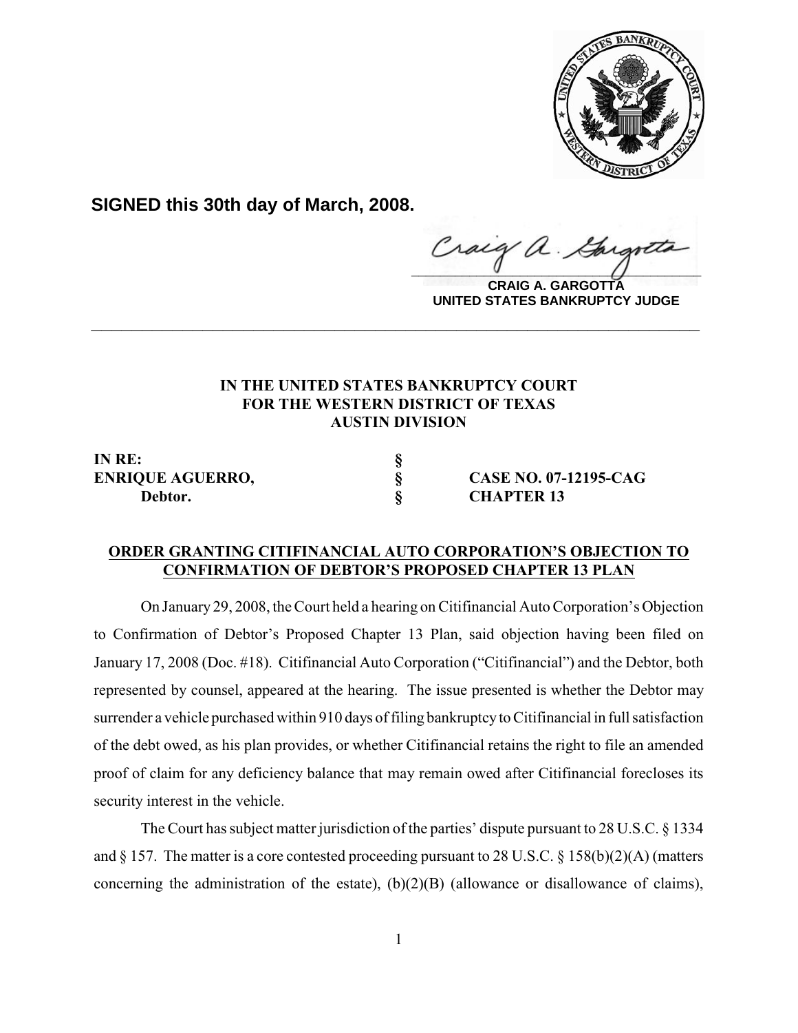**SIGNED this 30th day of March, 2008.**

**CRAIG A. GARGOTTA**
**UNITED STATES BANKRUPTCY JUDGE**

---

**IN THE UNITED STATES BANKRUPTCY COURT**
**FOR THE WESTERN DISTRICT OF TEXAS**
**AUSTIN DIVISION**

| | | |
|---|---|---|
| **IN RE:** | **§** | |
| **ENRIQUE AGUERRO,** | **§** | **CASE NO. 07-12195-CAG** |
| **Debtor.** | **§** | **CHAPTER 13** |

**ORDER GRANTING CITIFINANCIAL AUTO CORPORATION'S OBJECTION TO CONFIRMATION OF DEBTOR'S PROPOSED CHAPTER 13 PLAN**

On January 29, 2008, the Court held a hearing on Citifinancial Auto Corporation's Objection to Confirmation of Debtor's Proposed Chapter 13 Plan, said objection having been filed on January 17, 2008 (Doc. #18). Citifinancial Auto Corporation ("Citifinancial") and the Debtor, both represented by counsel, appeared at the hearing. The issue presented is whether the Debtor may surrender a vehicle purchased within 910 days of filing bankruptcy to Citifinancial in full satisfaction of the debt owed, as his plan provides, or whether Citifinancial retains the right to file an amended proof of claim for any deficiency balance that may remain owed after Citifinancial forecloses its security interest in the vehicle.

The Court has subject matter jurisdiction of the parties' dispute pursuant to 28 U.S.C. § 1334 and § 157. The matter is a core contested proceeding pursuant to 28 U.S.C. § 158(b)(2)(A) (matters concerning the administration of the estate), (b)(2)(B) (allowance or disallowance of claims),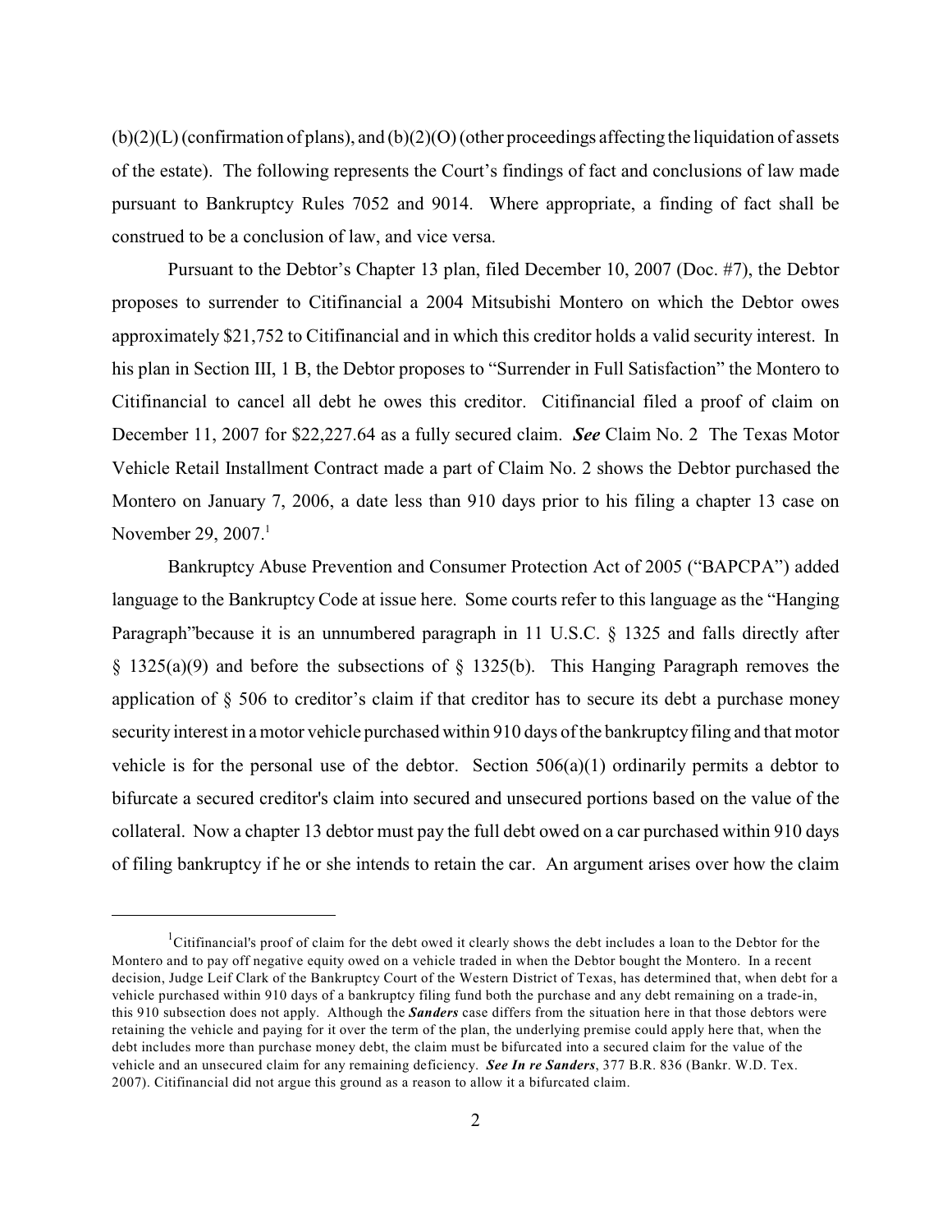(b)(2)(L) (confirmation of plans), and (b)(2)(O) (other proceedings affecting the liquidation of assets of the estate). The following represents the Court's findings of fact and conclusions of law made pursuant to Bankruptcy Rules 7052 and 9014. Where appropriate, a finding of fact shall be construed to be a conclusion of law, and vice versa.

Pursuant to the Debtor's Chapter 13 plan, filed December 10, 2007 (Doc. #7), the Debtor proposes to surrender to Citifinancial a 2004 Mitsubishi Montero on which the Debtor owes approximately $21,752 to Citifinancial and in which this creditor holds a valid security interest. In his plan in Section III, 1 B, the Debtor proposes to "Surrender in Full Satisfaction" the Montero to Citifinancial to cancel all debt he owes this creditor. Citifinancial filed a proof of claim on December 11, 2007 for $22,227.64 as a fully secured claim. ***See*** Claim No. 2 The Texas Motor Vehicle Retail Installment Contract made a part of Claim No. 2 shows the Debtor purchased the Montero on January 7, 2006, a date less than 910 days prior to his filing a chapter 13 case on November 29, 2007.[1]

Bankruptcy Abuse Prevention and Consumer Protection Act of 2005 ("BAPCPA") added language to the Bankruptcy Code at issue here. Some courts refer to this language as the "Hanging Paragraph"because it is an unnumbered paragraph in 11 U.S.C. § 1325 and falls directly after § 1325(a)(9) and before the subsections of § 1325(b). This Hanging Paragraph removes the application of § 506 to creditor's claim if that creditor has to secure its debt a purchase money security interest in a motor vehicle purchased within 910 days of the bankruptcy filing and that motor vehicle is for the personal use of the debtor. Section 506(a)(1) ordinarily permits a debtor to bifurcate a secured creditor's claim into secured and unsecured portions based on the value of the collateral. Now a chapter 13 debtor must pay the full debt owed on a car purchased within 910 days of filing bankruptcy if he or she intends to retain the car. An argument arises over how the claim

---

[1]Citifinancial's proof of claim for the debt owed it clearly shows the debt includes a loan to the Debtor for the Montero and to pay off negative equity owed on a vehicle traded in when the Debtor bought the Montero. In a recent decision, Judge Leif Clark of the Bankruptcy Court of the Western District of Texas, has determined that, when debt for a vehicle purchased within 910 days of a bankruptcy filing fund both the purchase and any debt remaining on a trade-in, this 910 subsection does not apply. Although the ***Sanders*** case differs from the situation here in that those debtors were retaining the vehicle and paying for it over the term of the plan, the underlying premise could apply here that, when the debt includes more than purchase money debt, the claim must be bifurcated into a secured claim for the value of the vehicle and an unsecured claim for any remaining deficiency. ***See In re Sanders***, 377 B.R. 836 (Bankr. W.D. Tex. 2007). Citifinancial did not argue this ground as a reason to allow it a bifurcated claim.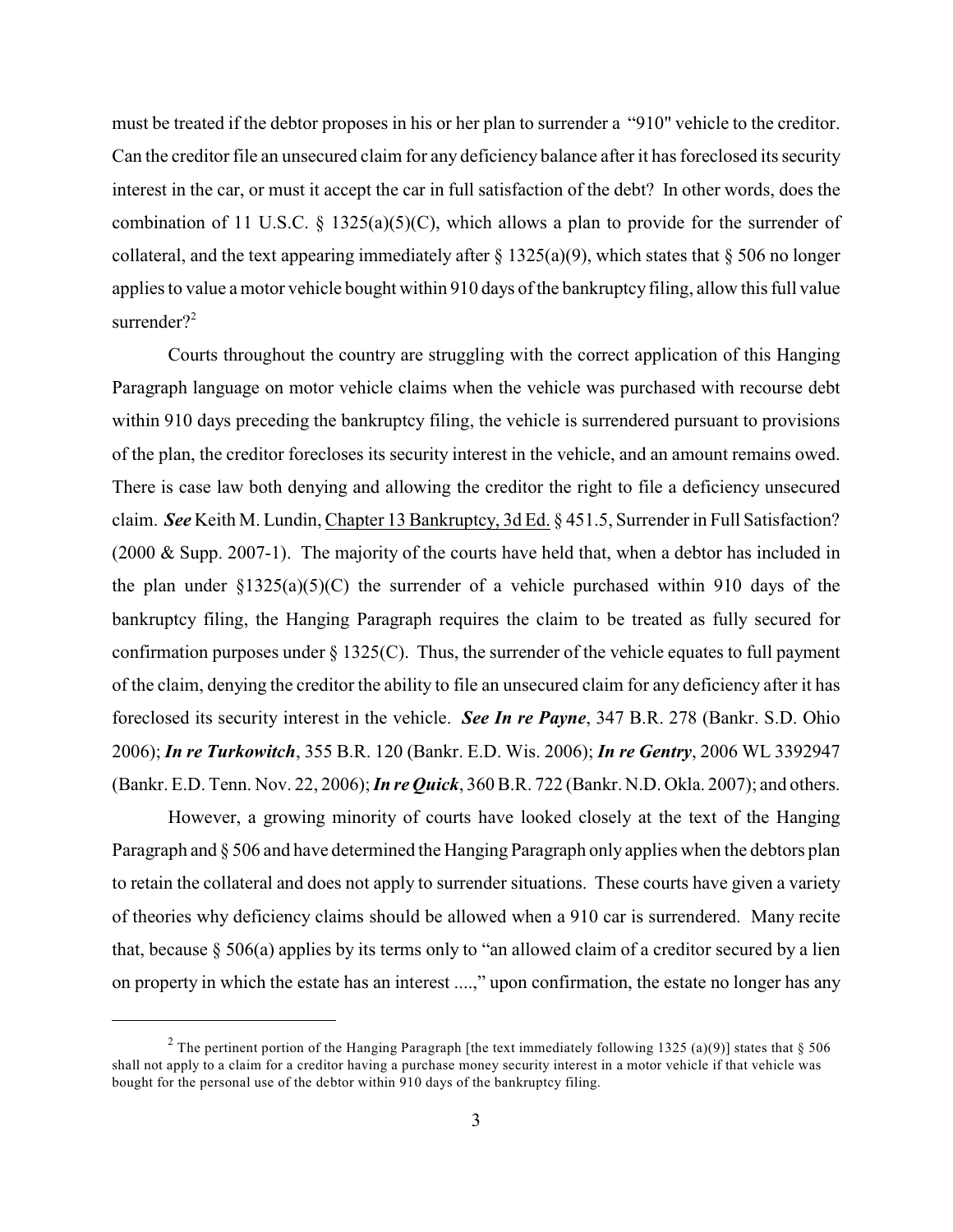must be treated if the debtor proposes in his or her plan to surrender a "910" vehicle to the creditor. Can the creditor file an unsecured claim for any deficiency balance after it has foreclosed its security interest in the car, or must it accept the car in full satisfaction of the debt? In other words, does the combination of 11 U.S.C. § 1325(a)(5)(C), which allows a plan to provide for the surrender of collateral, and the text appearing immediately after § 1325(a)(9), which states that § 506 no longer applies to value a motor vehicle bought within 910 days of the bankruptcy filing, allow this full value surrender?[2]

Courts throughout the country are struggling with the correct application of this Hanging Paragraph language on motor vehicle claims when the vehicle was purchased with recourse debt within 910 days preceding the bankruptcy filing, the vehicle is surrendered pursuant to provisions of the plan, the creditor forecloses its security interest in the vehicle, and an amount remains owed. There is case law both denying and allowing the creditor the right to file a deficiency unsecured claim. ***See*** Keith M. Lundin, Chapter 13 Bankruptcy, 3d Ed. § 451.5, Surrender in Full Satisfaction? (2000 & Supp. 2007-1). The majority of the courts have held that, when a debtor has included in the plan under §1325(a)(5)(C) the surrender of a vehicle purchased within 910 days of the bankruptcy filing, the Hanging Paragraph requires the claim to be treated as fully secured for confirmation purposes under § 1325(C). Thus, the surrender of the vehicle equates to full payment of the claim, denying the creditor the ability to file an unsecured claim for any deficiency after it has foreclosed its security interest in the vehicle. ***See In re Payne***, 347 B.R. 278 (Bankr. S.D. Ohio 2006); ***In re Turkowitch***, 355 B.R. 120 (Bankr. E.D. Wis. 2006); ***In re Gentry***, 2006 WL 3392947 (Bankr. E.D. Tenn. Nov. 22, 2006); ***In re Quick***, 360 B.R. 722 (Bankr. N.D. Okla. 2007); and others.

However, a growing minority of courts have looked closely at the text of the Hanging Paragraph and § 506 and have determined the Hanging Paragraph only applies when the debtors plan to retain the collateral and does not apply to surrender situations. These courts have given a variety of theories why deficiency claims should be allowed when a 910 car is surrendered. Many recite that, because § 506(a) applies by its terms only to "an allowed claim of a creditor secured by a lien on property in which the estate has an interest ....," upon confirmation, the estate no longer has any

---

[2] The pertinent portion of the Hanging Paragraph [the text immediately following 1325 (a)(9)] states that § 506 shall not apply to a claim for a creditor having a purchase money security interest in a motor vehicle if that vehicle was bought for the personal use of the debtor within 910 days of the bankruptcy filing.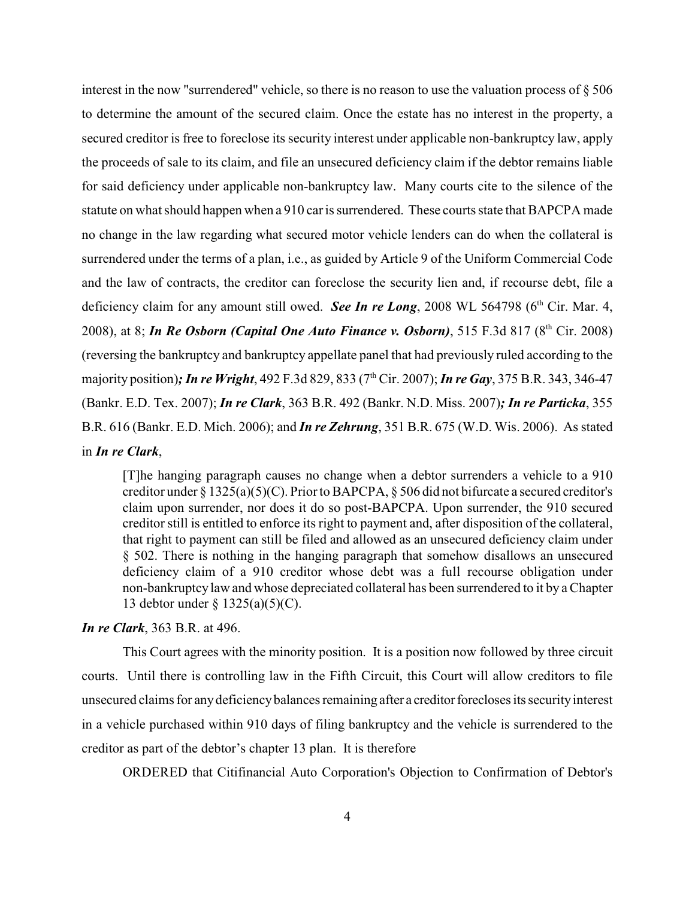interest in the now "surrendered" vehicle, so there is no reason to use the valuation process of § 506 to determine the amount of the secured claim. Once the estate has no interest in the property, a secured creditor is free to foreclose its security interest under applicable non-bankruptcy law, apply the proceeds of sale to its claim, and file an unsecured deficiency claim if the debtor remains liable for said deficiency under applicable non-bankruptcy law. Many courts cite to the silence of the statute on what should happen when a 910 car is surrendered. These courts state that BAPCPA made no change in the law regarding what secured motor vehicle lenders can do when the collateral is surrendered under the terms of a plan, i.e., as guided by Article 9 of the Uniform Commercial Code and the law of contracts, the creditor can foreclose the security lien and, if recourse debt, file a deficiency claim for any amount still owed. ***See In re Long***, 2008 WL 564798 (6th Cir. Mar. 4, 2008), at 8; ***In Re Osborn (Capital One Auto Finance v. Osborn)***, 515 F.3d 817 (8th Cir. 2008) (reversing the bankruptcy and bankruptcy appellate panel that had previously ruled according to the majority position)***;*** ***In re Wright***, 492 F.3d 829, 833 (7th Cir. 2007); ***In re Gay***, 375 B.R. 343, 346-47 (Bankr. E.D. Tex. 2007); ***In re Clark***, 363 B.R. 492 (Bankr. N.D. Miss. 2007)***;*** ***In re Particka***, 355 B.R. 616 (Bankr. E.D. Mich. 2006); and ***In re Zehrung***, 351 B.R. 675 (W.D. Wis. 2006). As stated in ***In re Clark***,

> [T]he hanging paragraph causes no change when a debtor surrenders a vehicle to a 910 creditor under § 1325(a)(5)(C). Prior to BAPCPA, § 506 did not bifurcate a secured creditor's claim upon surrender, nor does it do so post-BAPCPA. Upon surrender, the 910 secured creditor still is entitled to enforce its right to payment and, after disposition of the collateral, that right to payment can still be filed and allowed as an unsecured deficiency claim under § 502. There is nothing in the hanging paragraph that somehow disallows an unsecured deficiency claim of a 910 creditor whose debt was a full recourse obligation under non-bankruptcy law and whose depreciated collateral has been surrendered to it by a Chapter 13 debtor under § 1325(a)(5)(C).

***In re Clark***, 363 B.R. at 496.

This Court agrees with the minority position. It is a position now followed by three circuit courts. Until there is controlling law in the Fifth Circuit, this Court will allow creditors to file unsecured claims for any deficiency balances remaining after a creditor forecloses its security interest in a vehicle purchased within 910 days of filing bankruptcy and the vehicle is surrendered to the creditor as part of the debtor's chapter 13 plan. It is therefore

ORDERED that Citifinancial Auto Corporation's Objection to Confirmation of Debtor's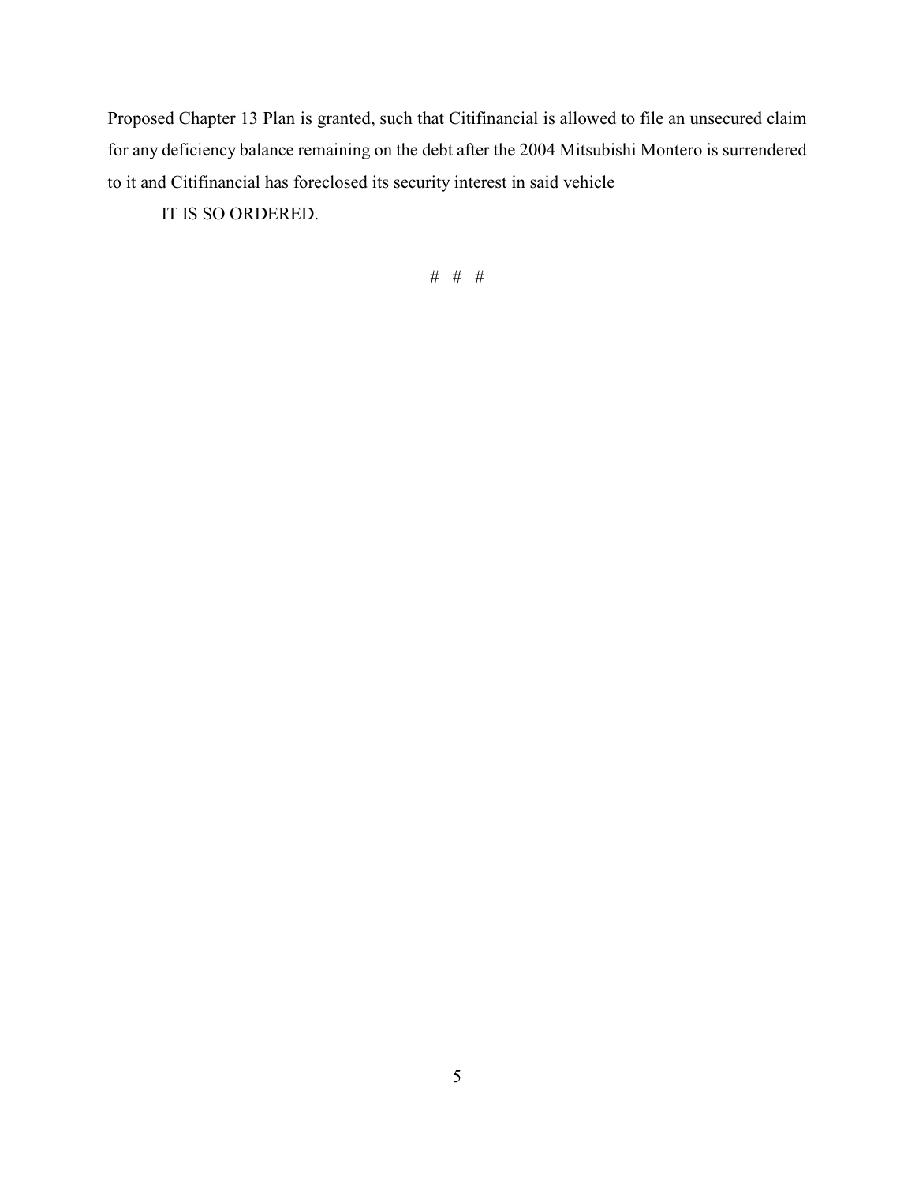Proposed Chapter 13 Plan is granted, such that Citifinancial is allowed to file an unsecured claim for any deficiency balance remaining on the debt after the 2004 Mitsubishi Montero is surrendered to it and Citifinancial has foreclosed its security interest in said vehicle

IT IS SO ORDERED.

# # #